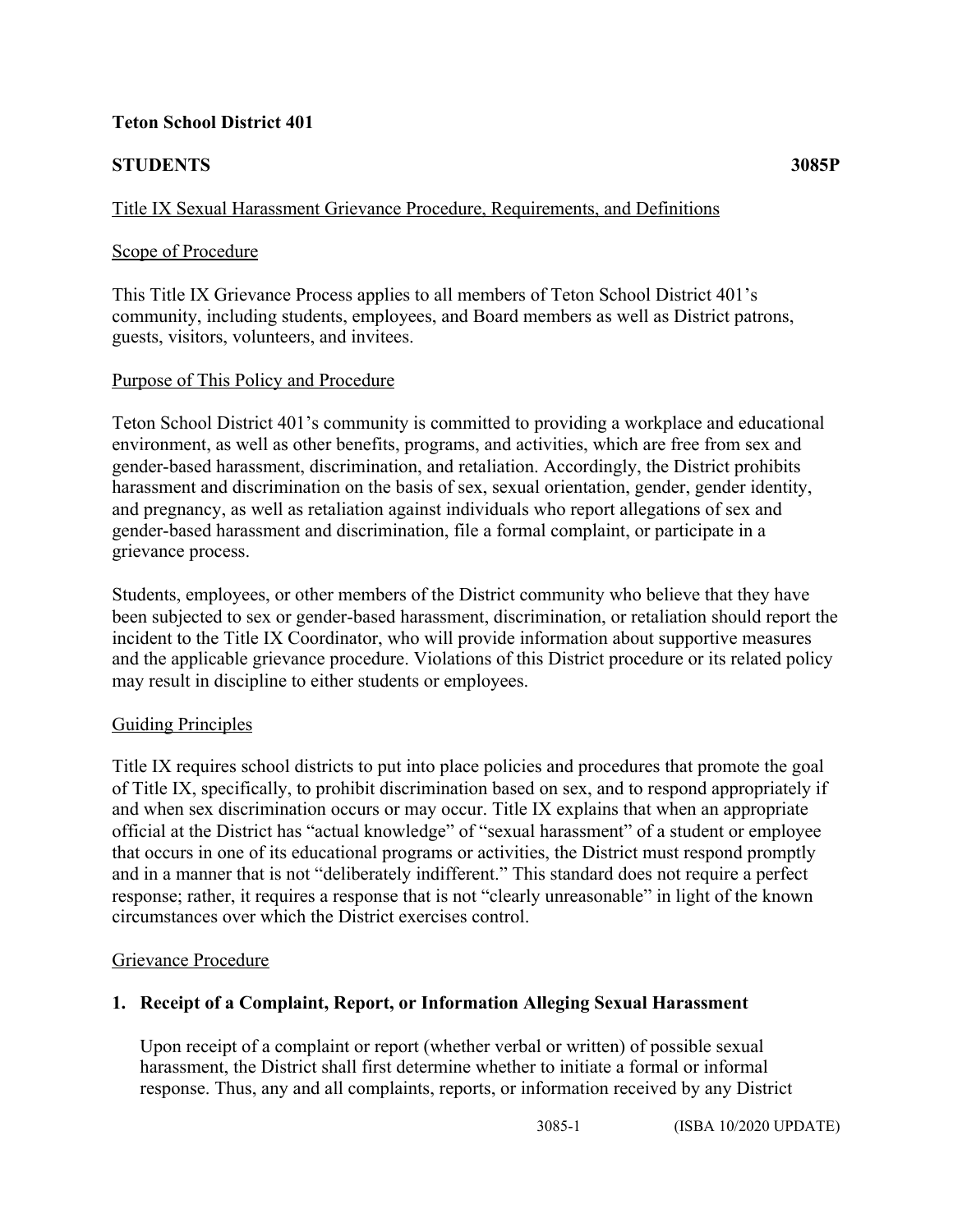**Teton School District 401**

**STUDENTS** **3085P**

Title IX Sexual Harassment Grievance Procedure, Requirements, and Definitions

Scope of Procedure

This Title IX Grievance Process applies to all members of Teton School District 401's community, including students, employees, and Board members as well as District patrons, guests, visitors, volunteers, and invitees.

Purpose of This Policy and Procedure

Teton School District 401's community is committed to providing a workplace and educational environment, as well as other benefits, programs, and activities, which are free from sex and gender-based harassment, discrimination, and retaliation. Accordingly, the District prohibits harassment and discrimination on the basis of sex, sexual orientation, gender, gender identity, and pregnancy, as well as retaliation against individuals who report allegations of sex and gender-based harassment and discrimination, file a formal complaint, or participate in a grievance process.

Students, employees, or other members of the District community who believe that they have been subjected to sex or gender-based harassment, discrimination, or retaliation should report the incident to the Title IX Coordinator, who will provide information about supportive measures and the applicable grievance procedure. Violations of this District procedure or its related policy may result in discipline to either students or employees.

Guiding Principles

Title IX requires school districts to put into place policies and procedures that promote the goal of Title IX, specifically, to prohibit discrimination based on sex, and to respond appropriately if and when sex discrimination occurs or may occur. Title IX explains that when an appropriate official at the District has "actual knowledge" of "sexual harassment" of a student or employee that occurs in one of its educational programs or activities, the District must respond promptly and in a manner that is not "deliberately indifferent." This standard does not require a perfect response; rather, it requires a response that is not "clearly unreasonable" in light of the known circumstances over which the District exercises control.

Grievance Procedure

**1. Receipt of a Complaint, Report, or Information Alleging Sexual Harassment**

Upon receipt of a complaint or report (whether verbal or written) of possible sexual harassment, the District shall first determine whether to initiate a formal or informal response. Thus, any and all complaints, reports, or information received by any District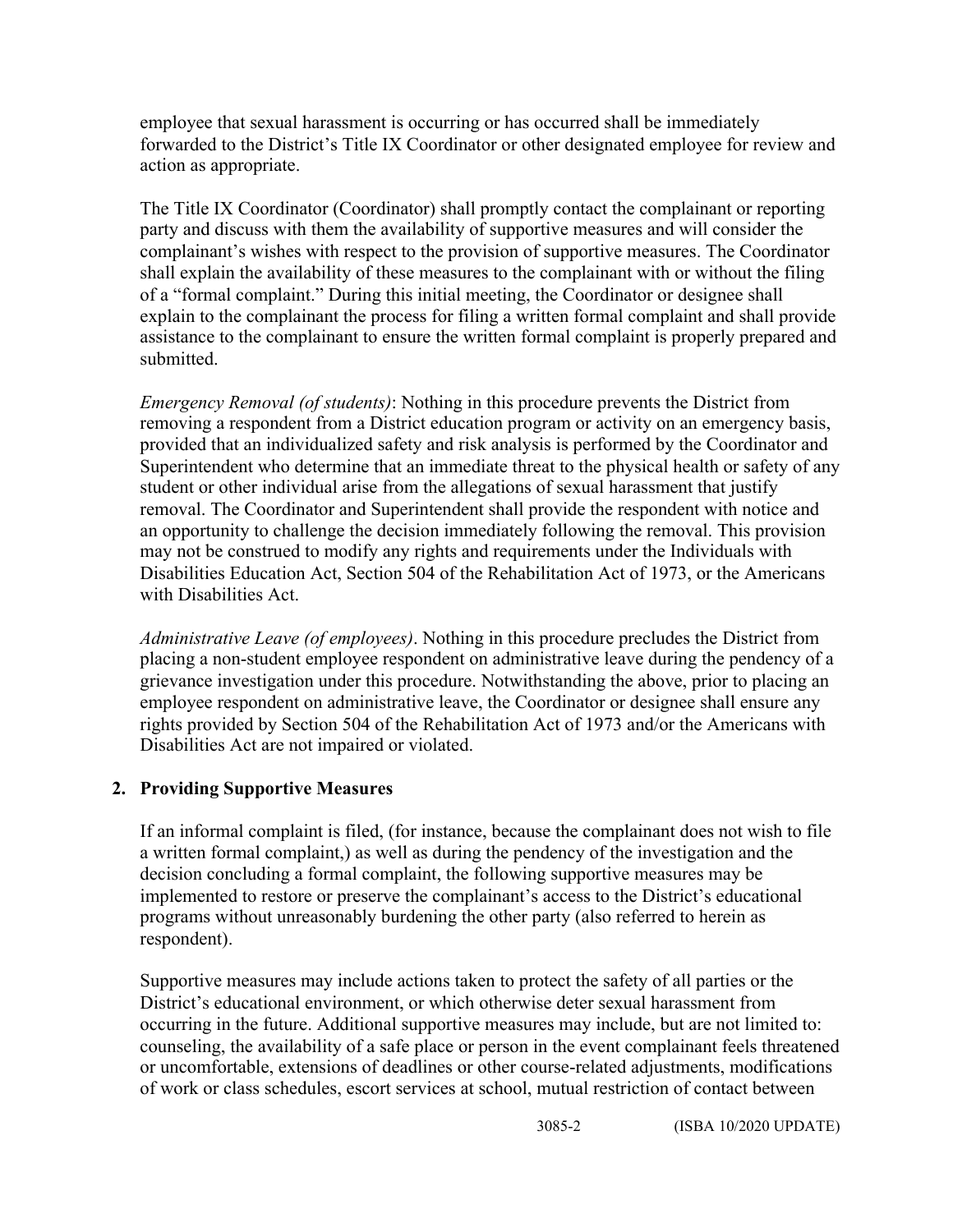employee that sexual harassment is occurring or has occurred shall be immediately forwarded to the District's Title IX Coordinator or other designated employee for review and action as appropriate.

The Title IX Coordinator (Coordinator) shall promptly contact the complainant or reporting party and discuss with them the availability of supportive measures and will consider the complainant's wishes with respect to the provision of supportive measures. The Coordinator shall explain the availability of these measures to the complainant with or without the filing of a "formal complaint." During this initial meeting, the Coordinator or designee shall explain to the complainant the process for filing a written formal complaint and shall provide assistance to the complainant to ensure the written formal complaint is properly prepared and submitted.

*Emergency Removal (of students)*: Nothing in this procedure prevents the District from removing a respondent from a District education program or activity on an emergency basis, provided that an individualized safety and risk analysis is performed by the Coordinator and Superintendent who determine that an immediate threat to the physical health or safety of any student or other individual arise from the allegations of sexual harassment that justify removal. The Coordinator and Superintendent shall provide the respondent with notice and an opportunity to challenge the decision immediately following the removal. This provision may not be construed to modify any rights and requirements under the Individuals with Disabilities Education Act, Section 504 of the Rehabilitation Act of 1973, or the Americans with Disabilities Act.

*Administrative Leave (of employees)*. Nothing in this procedure precludes the District from placing a non-student employee respondent on administrative leave during the pendency of a grievance investigation under this procedure. Notwithstanding the above, prior to placing an employee respondent on administrative leave, the Coordinator or designee shall ensure any rights provided by Section 504 of the Rehabilitation Act of 1973 and/or the Americans with Disabilities Act are not impaired or violated.

## 2. Providing Supportive Measures

If an informal complaint is filed, (for instance, because the complainant does not wish to file a written formal complaint,) as well as during the pendency of the investigation and the decision concluding a formal complaint, the following supportive measures may be implemented to restore or preserve the complainant's access to the District's educational programs without unreasonably burdening the other party (also referred to herein as respondent).

Supportive measures may include actions taken to protect the safety of all parties or the District's educational environment, or which otherwise deter sexual harassment from occurring in the future. Additional supportive measures may include, but are not limited to: counseling, the availability of a safe place or person in the event complainant feels threatened or uncomfortable, extensions of deadlines or other course-related adjustments, modifications of work or class schedules, escort services at school, mutual restriction of contact between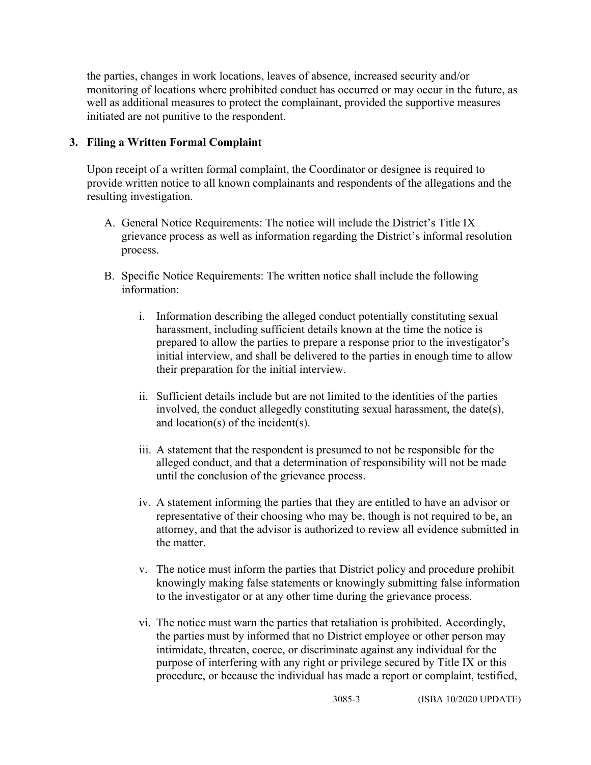the parties, changes in work locations, leaves of absence, increased security and/or monitoring of locations where prohibited conduct has occurred or may occur in the future, as well as additional measures to protect the complainant, provided the supportive measures initiated are not punitive to the respondent.

### 3. Filing a Written Formal Complaint

Upon receipt of a written formal complaint, the Coordinator or designee is required to provide written notice to all known complainants and respondents of the allegations and the resulting investigation.

A. General Notice Requirements: The notice will include the District's Title IX grievance process as well as information regarding the District's informal resolution process.

B. Specific Notice Requirements: The written notice shall include the following information:

i. Information describing the alleged conduct potentially constituting sexual harassment, including sufficient details known at the time the notice is prepared to allow the parties to prepare a response prior to the investigator's initial interview, and shall be delivered to the parties in enough time to allow their preparation for the initial interview.

ii. Sufficient details include but are not limited to the identities of the parties involved, the conduct allegedly constituting sexual harassment, the date(s), and location(s) of the incident(s).

iii. A statement that the respondent is presumed to not be responsible for the alleged conduct, and that a determination of responsibility will not be made until the conclusion of the grievance process.

iv. A statement informing the parties that they are entitled to have an advisor or representative of their choosing who may be, though is not required to be, an attorney, and that the advisor is authorized to review all evidence submitted in the matter.

v. The notice must inform the parties that District policy and procedure prohibit knowingly making false statements or knowingly submitting false information to the investigator or at any other time during the grievance process.

vi. The notice must warn the parties that retaliation is prohibited. Accordingly, the parties must by informed that no District employee or other person may intimidate, threaten, coerce, or discriminate against any individual for the purpose of interfering with any right or privilege secured by Title IX or this procedure, or because the individual has made a report or complaint, testified,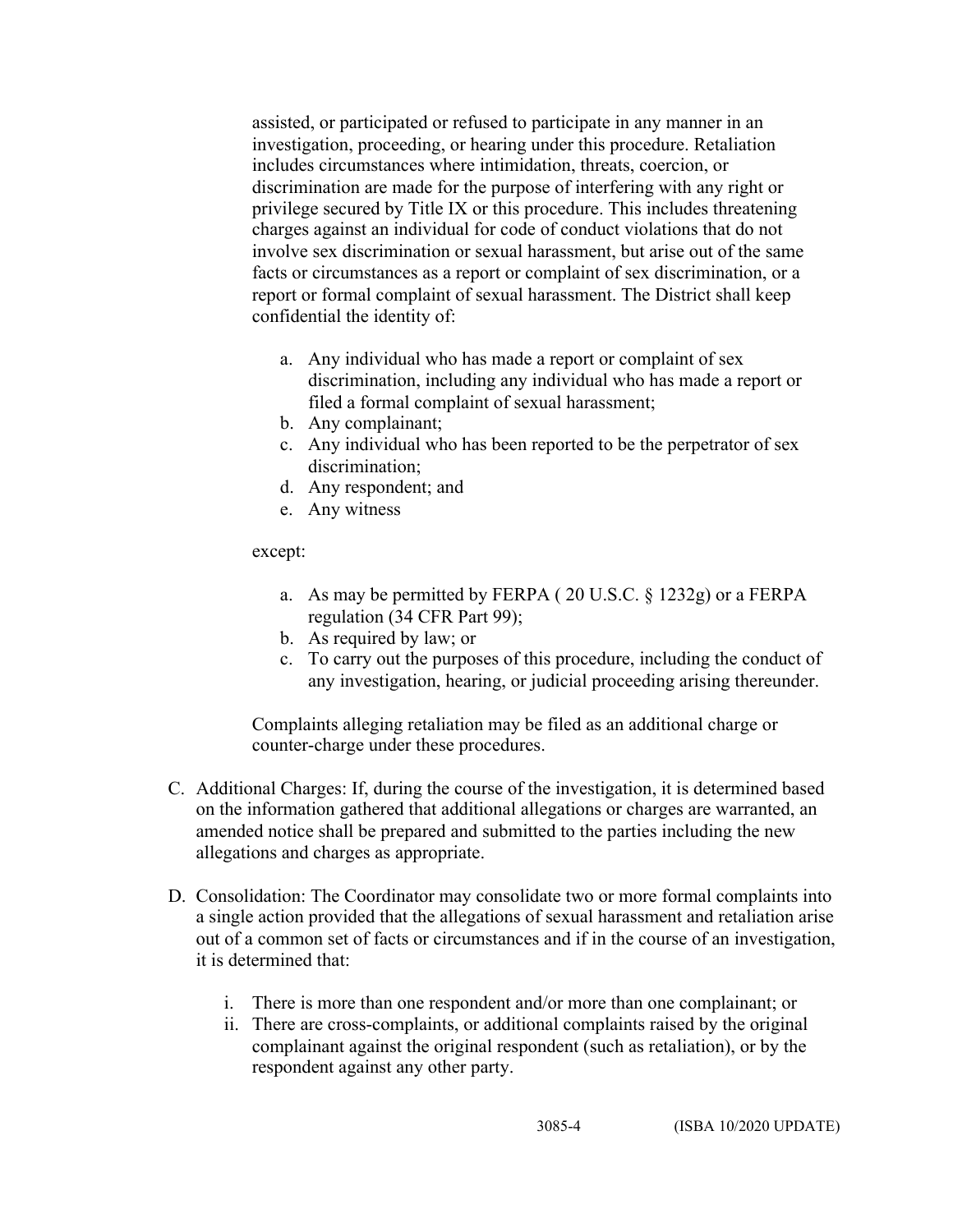assisted, or participated or refused to participate in any manner in an investigation, proceeding, or hearing under this procedure. Retaliation includes circumstances where intimidation, threats, coercion, or discrimination are made for the purpose of interfering with any right or privilege secured by Title IX or this procedure. This includes threatening charges against an individual for code of conduct violations that do not involve sex discrimination or sexual harassment, but arise out of the same facts or circumstances as a report or complaint of sex discrimination, or a report or formal complaint of sexual harassment. The District shall keep confidential the identity of:

a. Any individual who has made a report or complaint of sex discrimination, including any individual who has made a report or filed a formal complaint of sexual harassment;
b. Any complainant;
c. Any individual who has been reported to be the perpetrator of sex discrimination;
d. Any respondent; and
e. Any witness

except:

a. As may be permitted by FERPA ( 20 U.S.C. § 1232g) or a FERPA regulation (34 CFR Part 99);
b. As required by law; or
c. To carry out the purposes of this procedure, including the conduct of any investigation, hearing, or judicial proceeding arising thereunder.

Complaints alleging retaliation may be filed as an additional charge or counter-charge under these procedures.

C. Additional Charges: If, during the course of the investigation, it is determined based on the information gathered that additional allegations or charges are warranted, an amended notice shall be prepared and submitted to the parties including the new allegations and charges as appropriate.

D. Consolidation: The Coordinator may consolidate two or more formal complaints into a single action provided that the allegations of sexual harassment and retaliation arise out of a common set of facts or circumstances and if in the course of an investigation, it is determined that:

i. There is more than one respondent and/or more than one complainant; or
ii. There are cross-complaints, or additional complaints raised by the original complainant against the original respondent (such as retaliation), or by the respondent against any other party.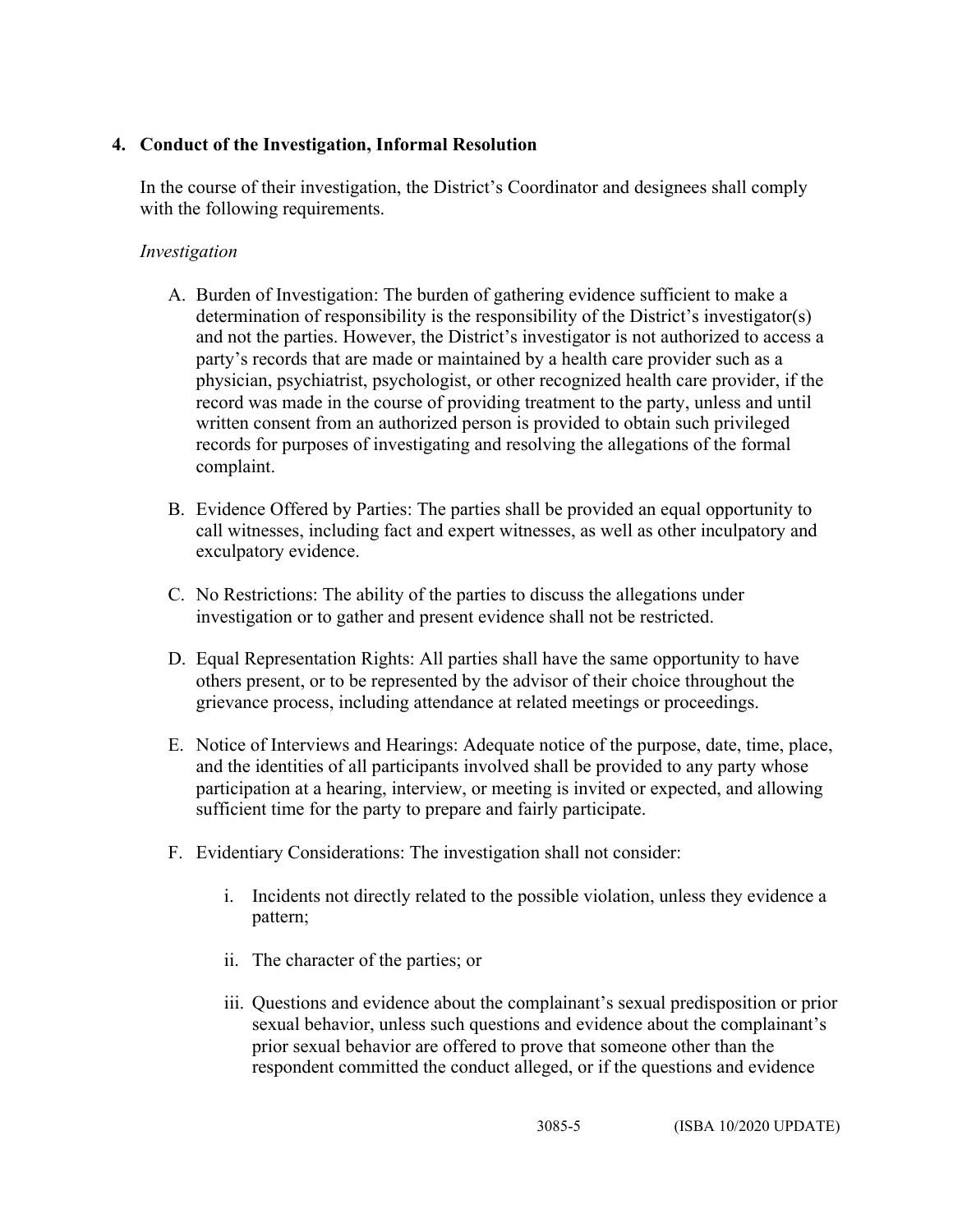## 4. Conduct of the Investigation, Informal Resolution

In the course of their investigation, the District's Coordinator and designees shall comply with the following requirements.

*Investigation*

A. Burden of Investigation: The burden of gathering evidence sufficient to make a determination of responsibility is the responsibility of the District's investigator(s) and not the parties. However, the District's investigator is not authorized to access a party's records that are made or maintained by a health care provider such as a physician, psychiatrist, psychologist, or other recognized health care provider, if the record was made in the course of providing treatment to the party, unless and until written consent from an authorized person is provided to obtain such privileged records for purposes of investigating and resolving the allegations of the formal complaint.

B. Evidence Offered by Parties: The parties shall be provided an equal opportunity to call witnesses, including fact and expert witnesses, as well as other inculpatory and exculpatory evidence.

C. No Restrictions: The ability of the parties to discuss the allegations under investigation or to gather and present evidence shall not be restricted.

D. Equal Representation Rights: All parties shall have the same opportunity to have others present, or to be represented by the advisor of their choice throughout the grievance process, including attendance at related meetings or proceedings.

E. Notice of Interviews and Hearings: Adequate notice of the purpose, date, time, place, and the identities of all participants involved shall be provided to any party whose participation at a hearing, interview, or meeting is invited or expected, and allowing sufficient time for the party to prepare and fairly participate.

F. Evidentiary Considerations: The investigation shall not consider:

   i. Incidents not directly related to the possible violation, unless they evidence a pattern;

   ii. The character of the parties; or

   iii. Questions and evidence about the complainant's sexual predisposition or prior sexual behavior, unless such questions and evidence about the complainant's prior sexual behavior are offered to prove that someone other than the respondent committed the conduct alleged, or if the questions and evidence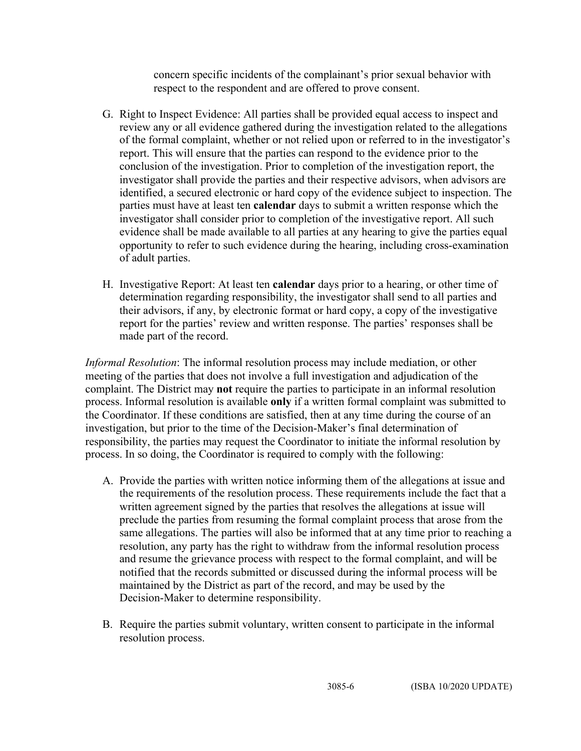concern specific incidents of the complainant's prior sexual behavior with respect to the respondent and are offered to prove consent.

G. Right to Inspect Evidence: All parties shall be provided equal access to inspect and review any or all evidence gathered during the investigation related to the allegations of the formal complaint, whether or not relied upon or referred to in the investigator's report. This will ensure that the parties can respond to the evidence prior to the conclusion of the investigation. Prior to completion of the investigation report, the investigator shall provide the parties and their respective advisors, when advisors are identified, a secured electronic or hard copy of the evidence subject to inspection. The parties must have at least ten **calendar** days to submit a written response which the investigator shall consider prior to completion of the investigative report. All such evidence shall be made available to all parties at any hearing to give the parties equal opportunity to refer to such evidence during the hearing, including cross-examination of adult parties.

H. Investigative Report: At least ten **calendar** days prior to a hearing, or other time of determination regarding responsibility, the investigator shall send to all parties and their advisors, if any, by electronic format or hard copy, a copy of the investigative report for the parties' review and written response. The parties' responses shall be made part of the record.

*Informal Resolution*: The informal resolution process may include mediation, or other meeting of the parties that does not involve a full investigation and adjudication of the complaint. The District may **not** require the parties to participate in an informal resolution process. Informal resolution is available **only** if a written formal complaint was submitted to the Coordinator. If these conditions are satisfied, then at any time during the course of an investigation, but prior to the time of the Decision-Maker's final determination of responsibility, the parties may request the Coordinator to initiate the informal resolution by process. In so doing, the Coordinator is required to comply with the following:

A. Provide the parties with written notice informing them of the allegations at issue and the requirements of the resolution process. These requirements include the fact that a written agreement signed by the parties that resolves the allegations at issue will preclude the parties from resuming the formal complaint process that arose from the same allegations. The parties will also be informed that at any time prior to reaching a resolution, any party has the right to withdraw from the informal resolution process and resume the grievance process with respect to the formal complaint, and will be notified that the records submitted or discussed during the informal process will be maintained by the District as part of the record, and may be used by the Decision-Maker to determine responsibility.

B. Require the parties submit voluntary, written consent to participate in the informal resolution process.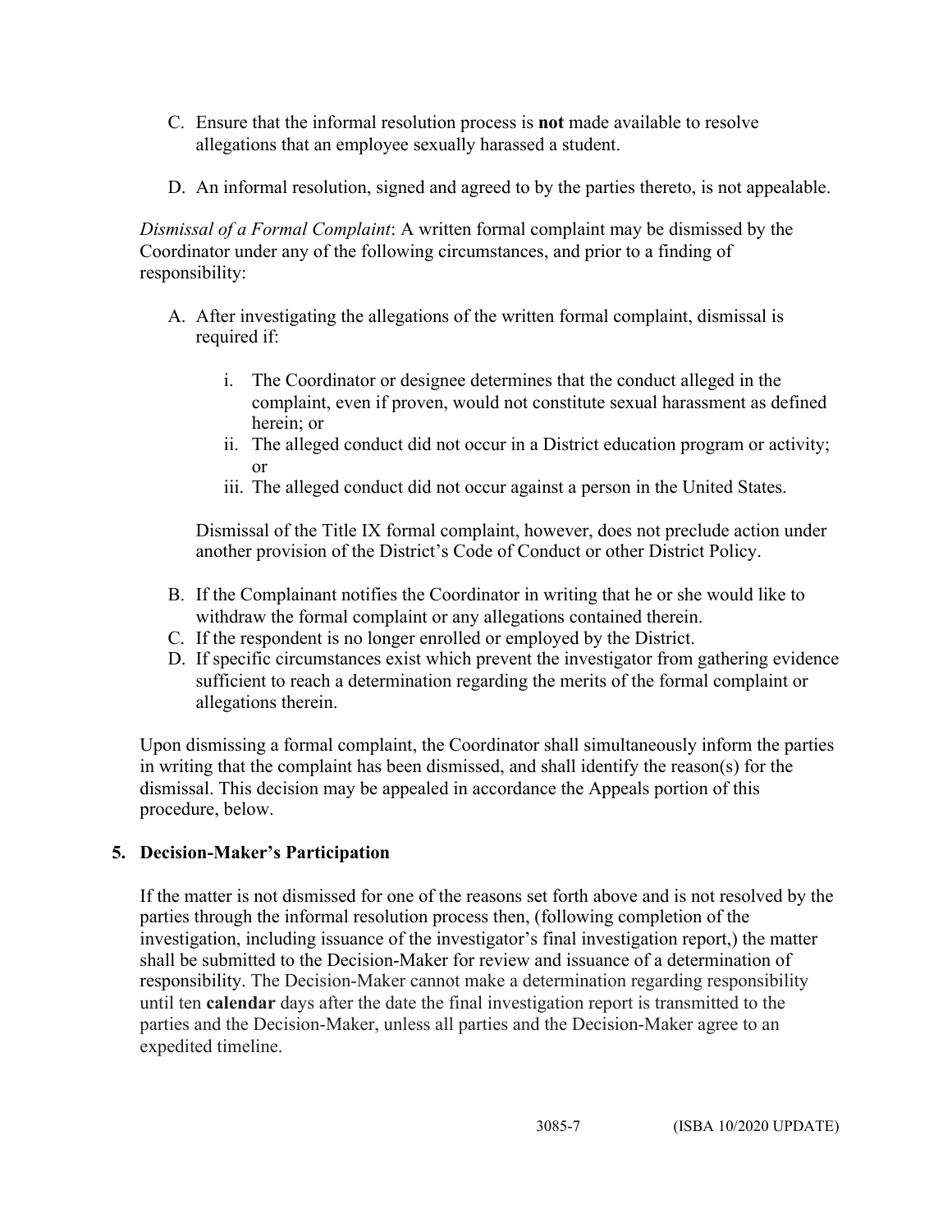C. Ensure that the informal resolution process is **not** made available to resolve allegations that an employee sexually harassed a student.

D. An informal resolution, signed and agreed to by the parties thereto, is not appealable.

*Dismissal of a Formal Complaint*: A written formal complaint may be dismissed by the Coordinator under any of the following circumstances, and prior to a finding of responsibility:

A. After investigating the allegations of the written formal complaint, dismissal is required if:

    i. The Coordinator or designee determines that the conduct alleged in the complaint, even if proven, would not constitute sexual harassment as defined herein; or
    ii. The alleged conduct did not occur in a District education program or activity; or
    iii. The alleged conduct did not occur against a person in the United States.

    Dismissal of the Title IX formal complaint, however, does not preclude action under another provision of the District's Code of Conduct or other District Policy.

B. If the Complainant notifies the Coordinator in writing that he or she would like to withdraw the formal complaint or any allegations contained therein.
C. If the respondent is no longer enrolled or employed by the District.
D. If specific circumstances exist which prevent the investigator from gathering evidence sufficient to reach a determination regarding the merits of the formal complaint or allegations therein.

Upon dismissing a formal complaint, the Coordinator shall simultaneously inform the parties in writing that the complaint has been dismissed, and shall identify the reason(s) for the dismissal. This decision may be appealed in accordance the Appeals portion of this procedure, below.

## 5. Decision-Maker's Participation

If the matter is not dismissed for one of the reasons set forth above and is not resolved by the parties through the informal resolution process then, (following completion of the investigation, including issuance of the investigator's final investigation report,) the matter shall be submitted to the Decision-Maker for review and issuance of a determination of responsibility. The Decision-Maker cannot make a determination regarding responsibility until ten **calendar** days after the date the final investigation report is transmitted to the parties and the Decision-Maker, unless all parties and the Decision-Maker agree to an expedited timeline.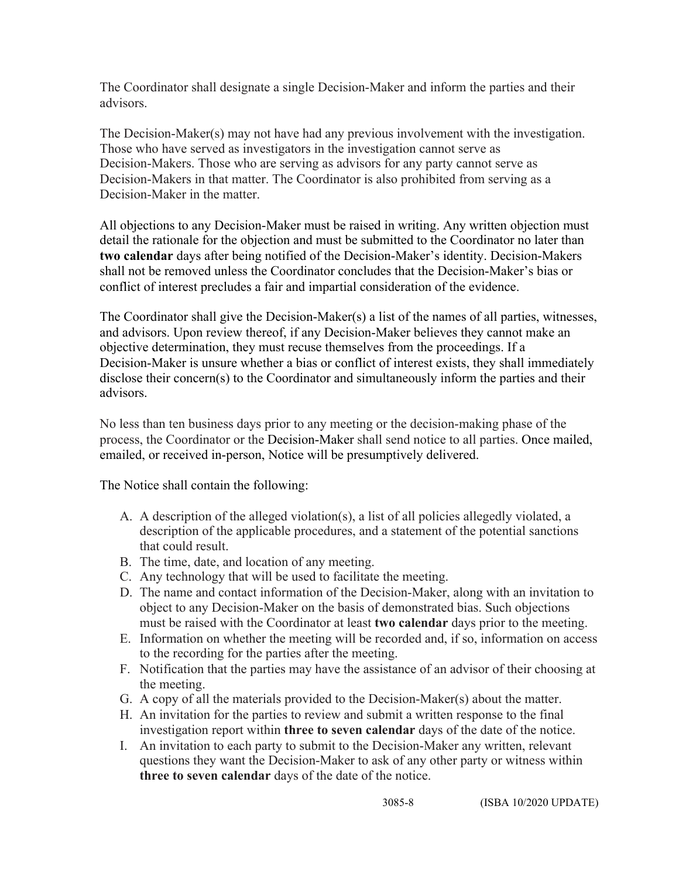The Coordinator shall designate a single Decision-Maker and inform the parties and their advisors.

The Decision-Maker(s) may not have had any previous involvement with the investigation. Those who have served as investigators in the investigation cannot serve as Decision-Makers. Those who are serving as advisors for any party cannot serve as Decision-Makers in that matter. The Coordinator is also prohibited from serving as a Decision-Maker in the matter.

All objections to any Decision-Maker must be raised in writing. Any written objection must detail the rationale for the objection and must be submitted to the Coordinator no later than **two calendar** days after being notified of the Decision-Maker's identity. Decision-Makers shall not be removed unless the Coordinator concludes that the Decision-Maker's bias or conflict of interest precludes a fair and impartial consideration of the evidence.

The Coordinator shall give the Decision-Maker(s) a list of the names of all parties, witnesses, and advisors. Upon review thereof, if any Decision-Maker believes they cannot make an objective determination, they must recuse themselves from the proceedings. If a Decision-Maker is unsure whether a bias or conflict of interest exists, they shall immediately disclose their concern(s) to the Coordinator and simultaneously inform the parties and their advisors.

No less than ten business days prior to any meeting or the decision-making phase of the process, the Coordinator or the Decision-Maker shall send notice to all parties. Once mailed, emailed, or received in-person, Notice will be presumptively delivered.

The Notice shall contain the following:

A. A description of the alleged violation(s), a list of all policies allegedly violated, a description of the applicable procedures, and a statement of the potential sanctions that could result.
B. The time, date, and location of any meeting.
C. Any technology that will be used to facilitate the meeting.
D. The name and contact information of the Decision-Maker, along with an invitation to object to any Decision-Maker on the basis of demonstrated bias. Such objections must be raised with the Coordinator at least **two calendar** days prior to the meeting.
E. Information on whether the meeting will be recorded and, if so, information on access to the recording for the parties after the meeting.
F. Notification that the parties may have the assistance of an advisor of their choosing at the meeting.
G. A copy of all the materials provided to the Decision-Maker(s) about the matter.
H. An invitation for the parties to review and submit a written response to the final investigation report within **three to seven calendar** days of the date of the notice.
I. An invitation to each party to submit to the Decision-Maker any written, relevant questions they want the Decision-Maker to ask of any other party or witness within **three to seven calendar** days of the date of the notice.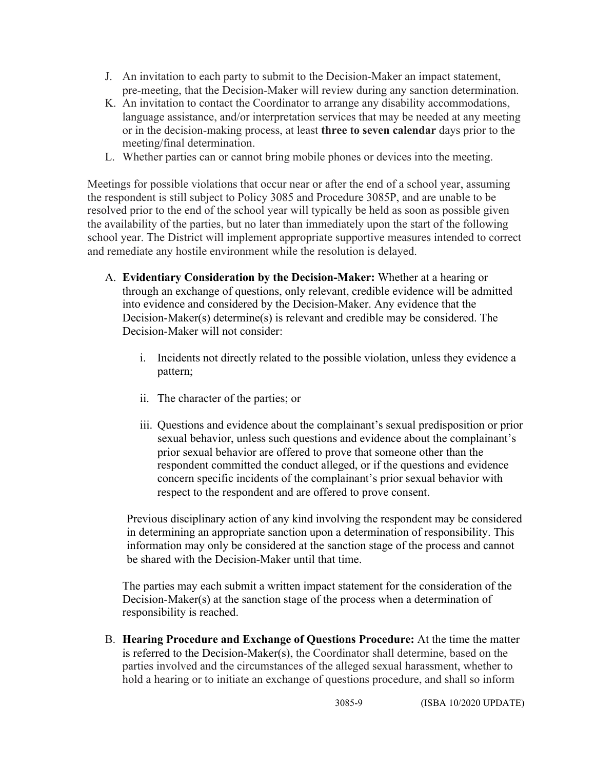J. An invitation to each party to submit to the Decision-Maker an impact statement, pre-meeting, that the Decision-Maker will review during any sanction determination.
K. An invitation to contact the Coordinator to arrange any disability accommodations, language assistance, and/or interpretation services that may be needed at any meeting or in the decision-making process, at least **three to seven calendar** days prior to the meeting/final determination.
L. Whether parties can or cannot bring mobile phones or devices into the meeting.

Meetings for possible violations that occur near or after the end of a school year, assuming the respondent is still subject to Policy 3085 and Procedure 3085P, and are unable to be resolved prior to the end of the school year will typically be held as soon as possible given the availability of the parties, but no later than immediately upon the start of the following school year. The District will implement appropriate supportive measures intended to correct and remediate any hostile environment while the resolution is delayed.

A. **Evidentiary Consideration by the Decision-Maker:** Whether at a hearing or through an exchange of questions, only relevant, credible evidence will be admitted into evidence and considered by the Decision-Maker. Any evidence that the Decision-Maker(s) determine(s) is relevant and credible may be considered. The Decision-Maker will not consider:

   i. Incidents not directly related to the possible violation, unless they evidence a pattern;

   ii. The character of the parties; or

   iii. Questions and evidence about the complainant's sexual predisposition or prior sexual behavior, unless such questions and evidence about the complainant's prior sexual behavior are offered to prove that someone other than the respondent committed the conduct alleged, or if the questions and evidence concern specific incidents of the complainant's prior sexual behavior with respect to the respondent and are offered to prove consent.

   Previous disciplinary action of any kind involving the respondent may be considered in determining an appropriate sanction upon a determination of responsibility. This information may only be considered at the sanction stage of the process and cannot be shared with the Decision-Maker until that time.

   The parties may each submit a written impact statement for the consideration of the Decision-Maker(s) at the sanction stage of the process when a determination of responsibility is reached.

B. **Hearing Procedure and Exchange of Questions Procedure:** At the time the matter is referred to the Decision-Maker(s), the Coordinator shall determine, based on the parties involved and the circumstances of the alleged sexual harassment, whether to hold a hearing or to initiate an exchange of questions procedure, and shall so inform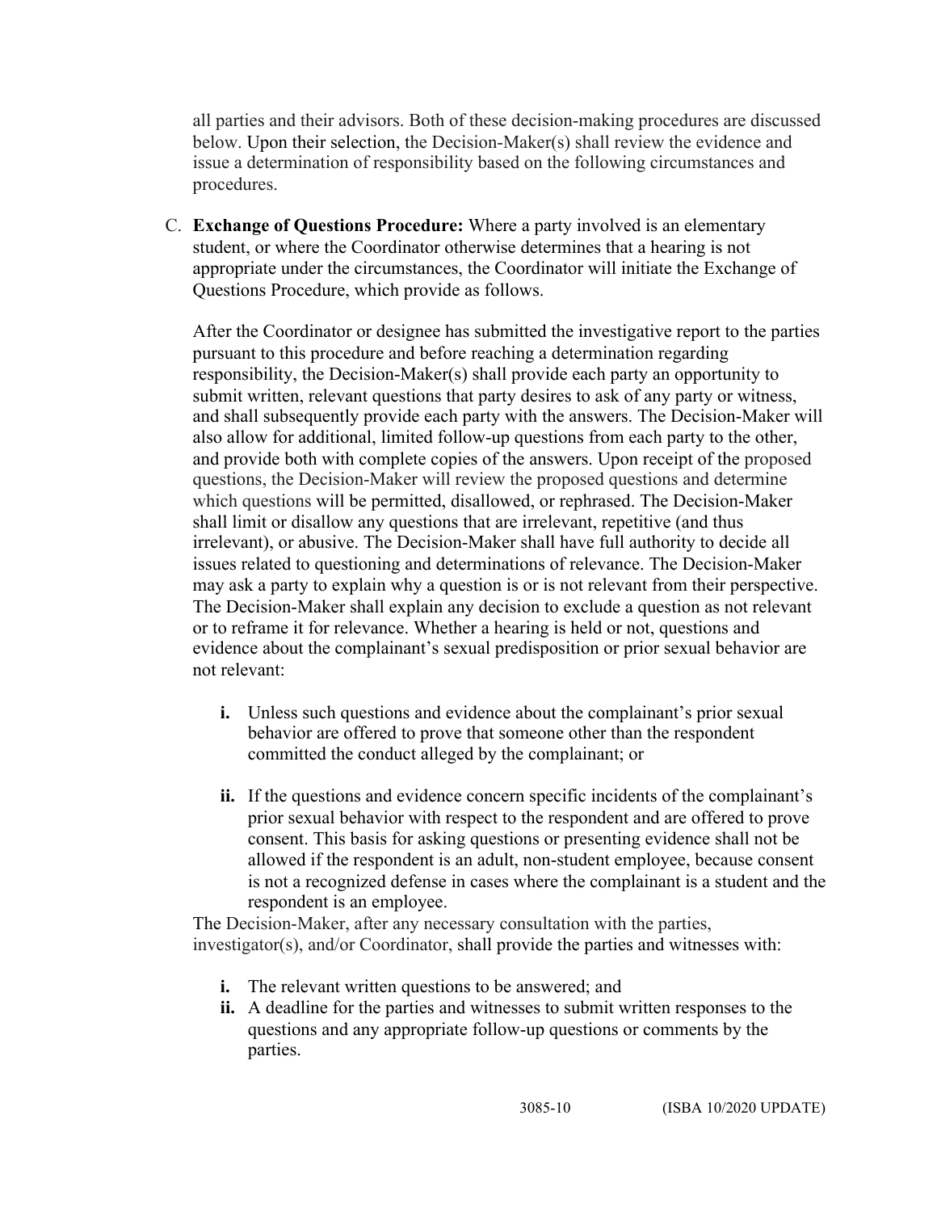all parties and their advisors. Both of these decision-making procedures are discussed below. Upon their selection, the Decision-Maker(s) shall review the evidence and issue a determination of responsibility based on the following circumstances and procedures.

C. **Exchange of Questions Procedure:** Where a party involved is an elementary student, or where the Coordinator otherwise determines that a hearing is not appropriate under the circumstances, the Coordinator will initiate the Exchange of Questions Procedure, which provide as follows.

After the Coordinator or designee has submitted the investigative report to the parties pursuant to this procedure and before reaching a determination regarding responsibility, the Decision-Maker(s) shall provide each party an opportunity to submit written, relevant questions that party desires to ask of any party or witness, and shall subsequently provide each party with the answers. The Decision-Maker will also allow for additional, limited follow-up questions from each party to the other, and provide both with complete copies of the answers. Upon receipt of the proposed questions, the Decision-Maker will review the proposed questions and determine which questions will be permitted, disallowed, or rephrased. The Decision-Maker shall limit or disallow any questions that are irrelevant, repetitive (and thus irrelevant), or abusive. The Decision-Maker shall have full authority to decide all issues related to questioning and determinations of relevance. The Decision-Maker may ask a party to explain why a question is or is not relevant from their perspective. The Decision-Maker shall explain any decision to exclude a question as not relevant or to reframe it for relevance. Whether a hearing is held or not, questions and evidence about the complainant's sexual predisposition or prior sexual behavior are not relevant:

- **i.** Unless such questions and evidence about the complainant's prior sexual behavior are offered to prove that someone other than the respondent committed the conduct alleged by the complainant; or
- **ii.** If the questions and evidence concern specific incidents of the complainant's prior sexual behavior with respect to the respondent and are offered to prove consent. This basis for asking questions or presenting evidence shall not be allowed if the respondent is an adult, non-student employee, because consent is not a recognized defense in cases where the complainant is a student and the respondent is an employee.

The Decision-Maker, after any necessary consultation with the parties, investigator(s), and/or Coordinator, shall provide the parties and witnesses with:

- **i.** The relevant written questions to be answered; and
- **ii.** A deadline for the parties and witnesses to submit written responses to the questions and any appropriate follow-up questions or comments by the parties.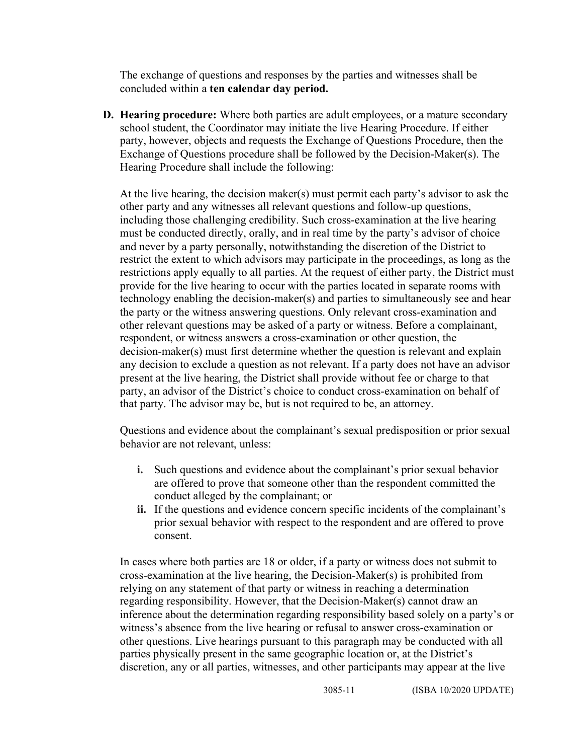The exchange of questions and responses by the parties and witnesses shall be concluded within a **ten calendar day period.**

**D. Hearing procedure:** Where both parties are adult employees, or a mature secondary school student, the Coordinator may initiate the live Hearing Procedure. If either party, however, objects and requests the Exchange of Questions Procedure, then the Exchange of Questions procedure shall be followed by the Decision-Maker(s). The Hearing Procedure shall include the following:

At the live hearing, the decision maker(s) must permit each party's advisor to ask the other party and any witnesses all relevant questions and follow-up questions, including those challenging credibility. Such cross-examination at the live hearing must be conducted directly, orally, and in real time by the party's advisor of choice and never by a party personally, notwithstanding the discretion of the District to restrict the extent to which advisors may participate in the proceedings, as long as the restrictions apply equally to all parties. At the request of either party, the District must provide for the live hearing to occur with the parties located in separate rooms with technology enabling the decision-maker(s) and parties to simultaneously see and hear the party or the witness answering questions. Only relevant cross-examination and other relevant questions may be asked of a party or witness. Before a complainant, respondent, or witness answers a cross-examination or other question, the decision-maker(s) must first determine whether the question is relevant and explain any decision to exclude a question as not relevant. If a party does not have an advisor present at the live hearing, the District shall provide without fee or charge to that party, an advisor of the District's choice to conduct cross-examination on behalf of that party. The advisor may be, but is not required to be, an attorney.

Questions and evidence about the complainant's sexual predisposition or prior sexual behavior are not relevant, unless:

- **i.** Such questions and evidence about the complainant's prior sexual behavior are offered to prove that someone other than the respondent committed the conduct alleged by the complainant; or
- **ii.** If the questions and evidence concern specific incidents of the complainant's prior sexual behavior with respect to the respondent and are offered to prove consent.

In cases where both parties are 18 or older, if a party or witness does not submit to cross-examination at the live hearing, the Decision-Maker(s) is prohibited from relying on any statement of that party or witness in reaching a determination regarding responsibility. However, that the Decision-Maker(s) cannot draw an inference about the determination regarding responsibility based solely on a party's or witness's absence from the live hearing or refusal to answer cross-examination or other questions. Live hearings pursuant to this paragraph may be conducted with all parties physically present in the same geographic location or, at the District's discretion, any or all parties, witnesses, and other participants may appear at the live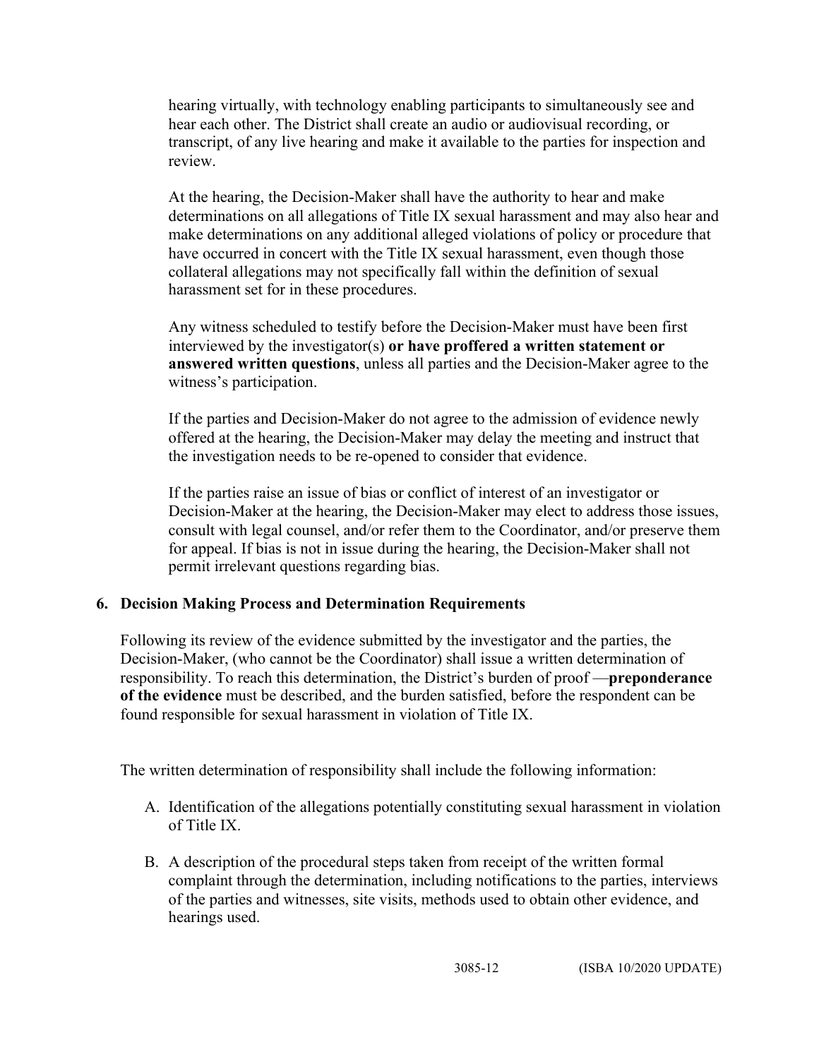hearing virtually, with technology enabling participants to simultaneously see and hear each other. The District shall create an audio or audiovisual recording, or transcript, of any live hearing and make it available to the parties for inspection and review.

At the hearing, the Decision-Maker shall have the authority to hear and make determinations on all allegations of Title IX sexual harassment and may also hear and make determinations on any additional alleged violations of policy or procedure that have occurred in concert with the Title IX sexual harassment, even though those collateral allegations may not specifically fall within the definition of sexual harassment set for in these procedures.

Any witness scheduled to testify before the Decision-Maker must have been first interviewed by the investigator(s) **or have proffered a written statement or answered written questions**, unless all parties and the Decision-Maker agree to the witness's participation.

If the parties and Decision-Maker do not agree to the admission of evidence newly offered at the hearing, the Decision-Maker may delay the meeting and instruct that the investigation needs to be re-opened to consider that evidence.

If the parties raise an issue of bias or conflict of interest of an investigator or Decision-Maker at the hearing, the Decision-Maker may elect to address those issues, consult with legal counsel, and/or refer them to the Coordinator, and/or preserve them for appeal. If bias is not in issue during the hearing, the Decision-Maker shall not permit irrelevant questions regarding bias.

**6. Decision Making Process and Determination Requirements**

Following its review of the evidence submitted by the investigator and the parties, the Decision-Maker, (who cannot be the Coordinator) shall issue a written determination of responsibility. To reach this determination, the District's burden of proof —**preponderance of the evidence** must be described, and the burden satisfied, before the respondent can be found responsible for sexual harassment in violation of Title IX.

The written determination of responsibility shall include the following information:

A. Identification of the allegations potentially constituting sexual harassment in violation of Title IX.

B. A description of the procedural steps taken from receipt of the written formal complaint through the determination, including notifications to the parties, interviews of the parties and witnesses, site visits, methods used to obtain other evidence, and hearings used.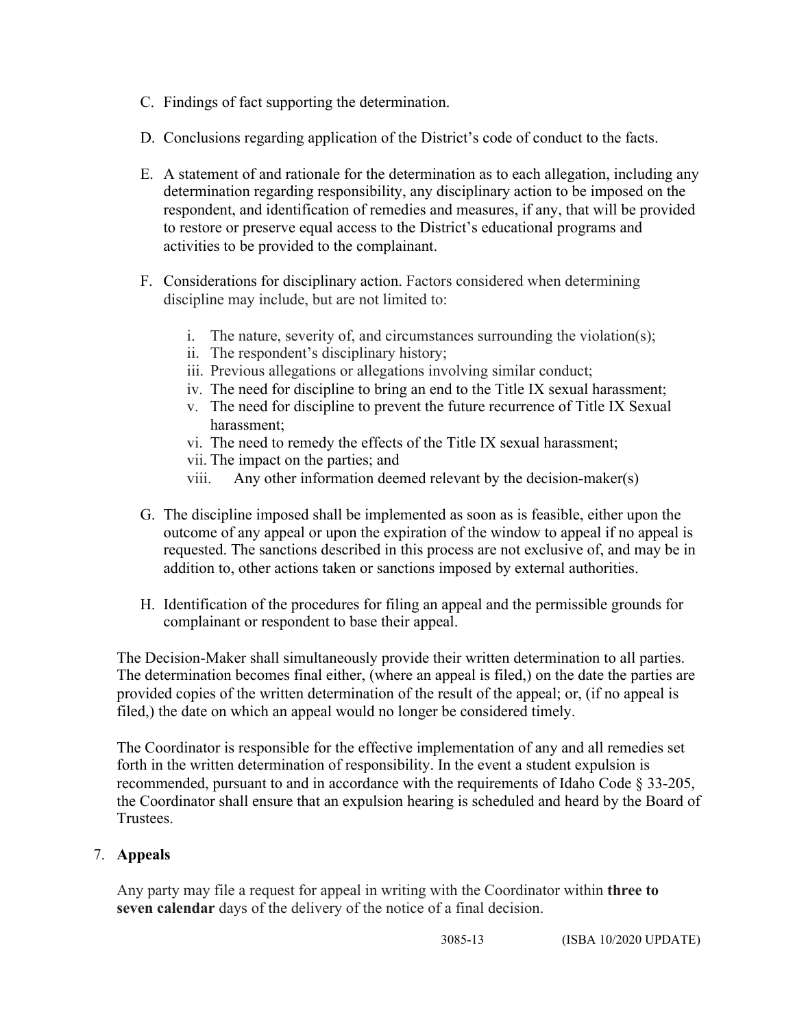C. Findings of fact supporting the determination.

D. Conclusions regarding application of the District's code of conduct to the facts.

E. A statement of and rationale for the determination as to each allegation, including any determination regarding responsibility, any disciplinary action to be imposed on the respondent, and identification of remedies and measures, if any, that will be provided to restore or preserve equal access to the District's educational programs and activities to be provided to the complainant.

F. Considerations for disciplinary action. Factors considered when determining discipline may include, but are not limited to:

   i. The nature, severity of, and circumstances surrounding the violation(s);
   ii. The respondent's disciplinary history;
   iii. Previous allegations or allegations involving similar conduct;
   iv. The need for discipline to bring an end to the Title IX sexual harassment;
   v. The need for discipline to prevent the future recurrence of Title IX Sexual harassment;
   vi. The need to remedy the effects of the Title IX sexual harassment;
   vii. The impact on the parties; and
   viii. Any other information deemed relevant by the decision-maker(s)

G. The discipline imposed shall be implemented as soon as is feasible, either upon the outcome of any appeal or upon the expiration of the window to appeal if no appeal is requested. The sanctions described in this process are not exclusive of, and may be in addition to, other actions taken or sanctions imposed by external authorities.

H. Identification of the procedures for filing an appeal and the permissible grounds for complainant or respondent to base their appeal.

The Decision-Maker shall simultaneously provide their written determination to all parties. The determination becomes final either, (where an appeal is filed,) on the date the parties are provided copies of the written determination of the result of the appeal; or, (if no appeal is filed,) the date on which an appeal would no longer be considered timely.

The Coordinator is responsible for the effective implementation of any and all remedies set forth in the written determination of responsibility. In the event a student expulsion is recommended, pursuant to and in accordance with the requirements of Idaho Code § 33-205, the Coordinator shall ensure that an expulsion hearing is scheduled and heard by the Board of Trustees.

7. **Appeals**

Any party may file a request for appeal in writing with the Coordinator within **three to seven calendar** days of the delivery of the notice of a final decision.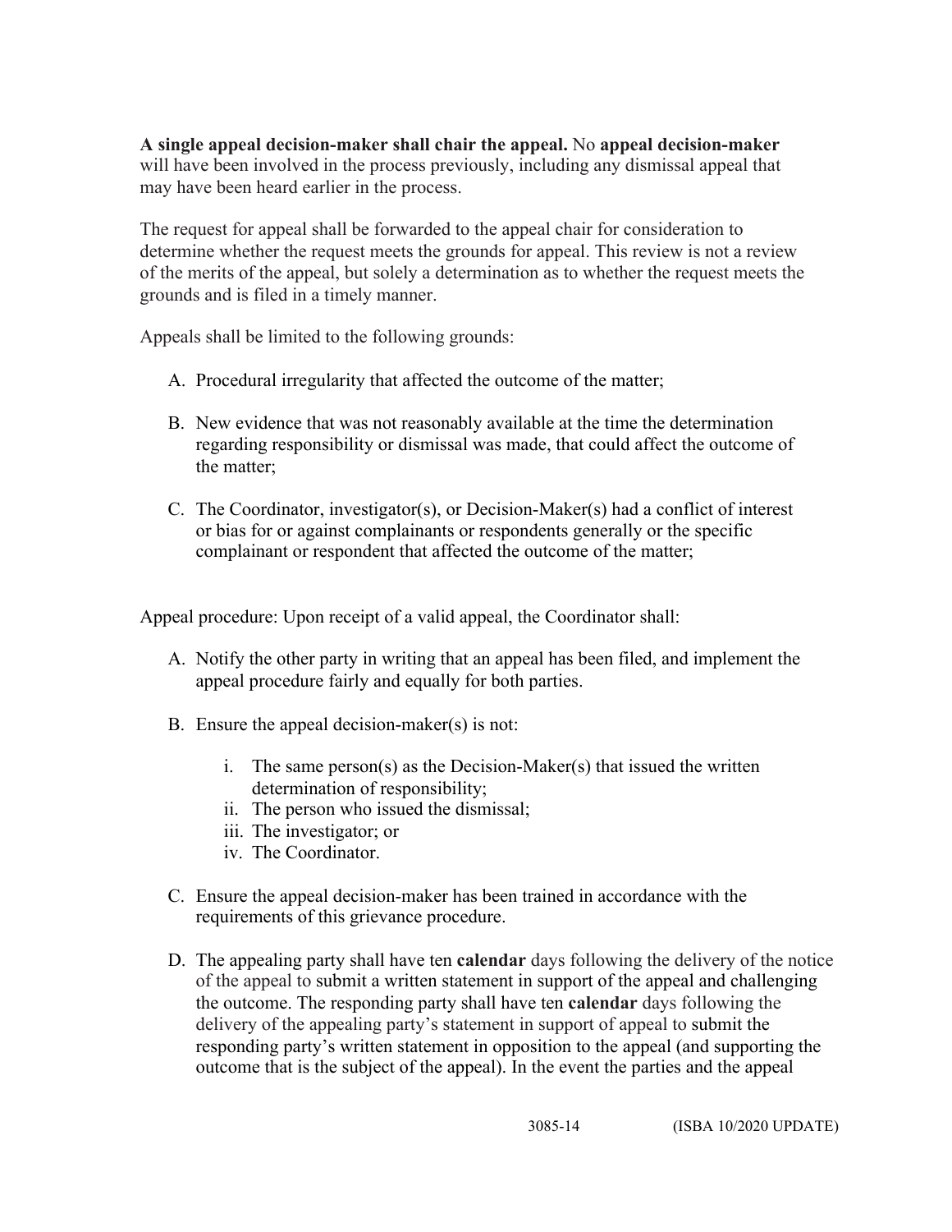**A single appeal decision-maker shall chair the appeal.** No **appeal decision-maker** will have been involved in the process previously, including any dismissal appeal that may have been heard earlier in the process.

The request for appeal shall be forwarded to the appeal chair for consideration to determine whether the request meets the grounds for appeal. This review is not a review of the merits of the appeal, but solely a determination as to whether the request meets the grounds and is filed in a timely manner.

Appeals shall be limited to the following grounds:

A. Procedural irregularity that affected the outcome of the matter;

B. New evidence that was not reasonably available at the time the determination regarding responsibility or dismissal was made, that could affect the outcome of the matter;

C. The Coordinator, investigator(s), or Decision-Maker(s) had a conflict of interest or bias for or against complainants or respondents generally or the specific complainant or respondent that affected the outcome of the matter;

Appeal procedure: Upon receipt of a valid appeal, the Coordinator shall:

A. Notify the other party in writing that an appeal has been filed, and implement the appeal procedure fairly and equally for both parties.

B. Ensure the appeal decision-maker(s) is not:

   i. The same person(s) as the Decision-Maker(s) that issued the written determination of responsibility;
   ii. The person who issued the dismissal;
   iii. The investigator; or
   iv. The Coordinator.

C. Ensure the appeal decision-maker has been trained in accordance with the requirements of this grievance procedure.

D. The appealing party shall have ten **calendar** days following the delivery of the notice of the appeal to submit a written statement in support of the appeal and challenging the outcome. The responding party shall have ten **calendar** days following the delivery of the appealing party's statement in support of appeal to submit the responding party's written statement in opposition to the appeal (and supporting the outcome that is the subject of the appeal). In the event the parties and the appeal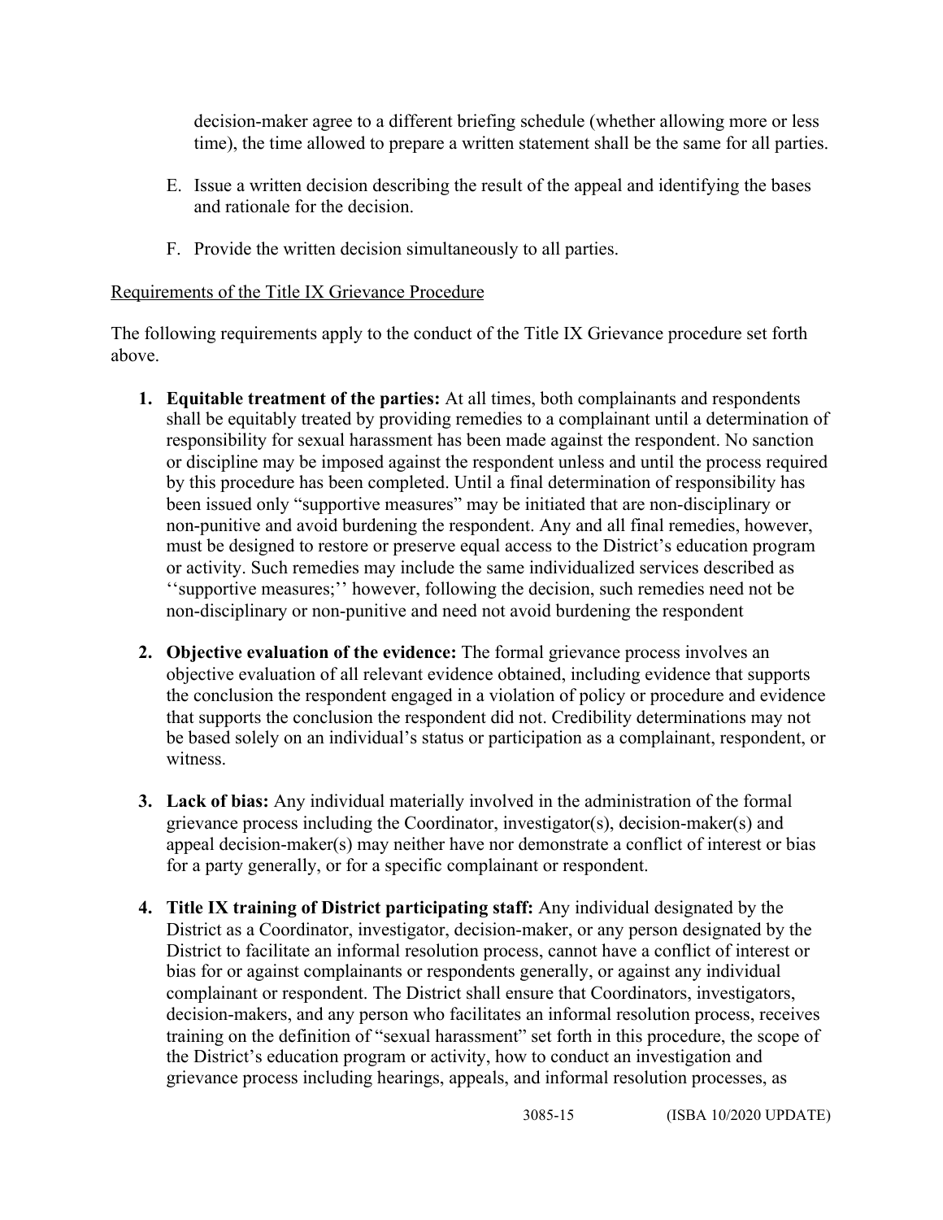decision-maker agree to a different briefing schedule (whether allowing more or less time), the time allowed to prepare a written statement shall be the same for all parties.

E. Issue a written decision describing the result of the appeal and identifying the bases and rationale for the decision.

F. Provide the written decision simultaneously to all parties.

Requirements of the Title IX Grievance Procedure

The following requirements apply to the conduct of the Title IX Grievance procedure set forth above.

1. **Equitable treatment of the parties:** At all times, both complainants and respondents shall be equitably treated by providing remedies to a complainant until a determination of responsibility for sexual harassment has been made against the respondent. No sanction or discipline may be imposed against the respondent unless and until the process required by this procedure has been completed. Until a final determination of responsibility has been issued only "supportive measures" may be initiated that are non-disciplinary or non-punitive and avoid burdening the respondent. Any and all final remedies, however, must be designed to restore or preserve equal access to the District's education program or activity. Such remedies may include the same individualized services described as ''supportive measures;'' however, following the decision, such remedies need not be non-disciplinary or non-punitive and need not avoid burdening the respondent

2. **Objective evaluation of the evidence:** The formal grievance process involves an objective evaluation of all relevant evidence obtained, including evidence that supports the conclusion the respondent engaged in a violation of policy or procedure and evidence that supports the conclusion the respondent did not. Credibility determinations may not be based solely on an individual's status or participation as a complainant, respondent, or witness.

3. **Lack of bias:** Any individual materially involved in the administration of the formal grievance process including the Coordinator, investigator(s), decision-maker(s) and appeal decision-maker(s) may neither have nor demonstrate a conflict of interest or bias for a party generally, or for a specific complainant or respondent.

4. **Title IX training of District participating staff:** Any individual designated by the District as a Coordinator, investigator, decision-maker, or any person designated by the District to facilitate an informal resolution process, cannot have a conflict of interest or bias for or against complainants or respondents generally, or against any individual complainant or respondent. The District shall ensure that Coordinators, investigators, decision-makers, and any person who facilitates an informal resolution process, receives training on the definition of "sexual harassment" set forth in this procedure, the scope of the District's education program or activity, how to conduct an investigation and grievance process including hearings, appeals, and informal resolution processes, as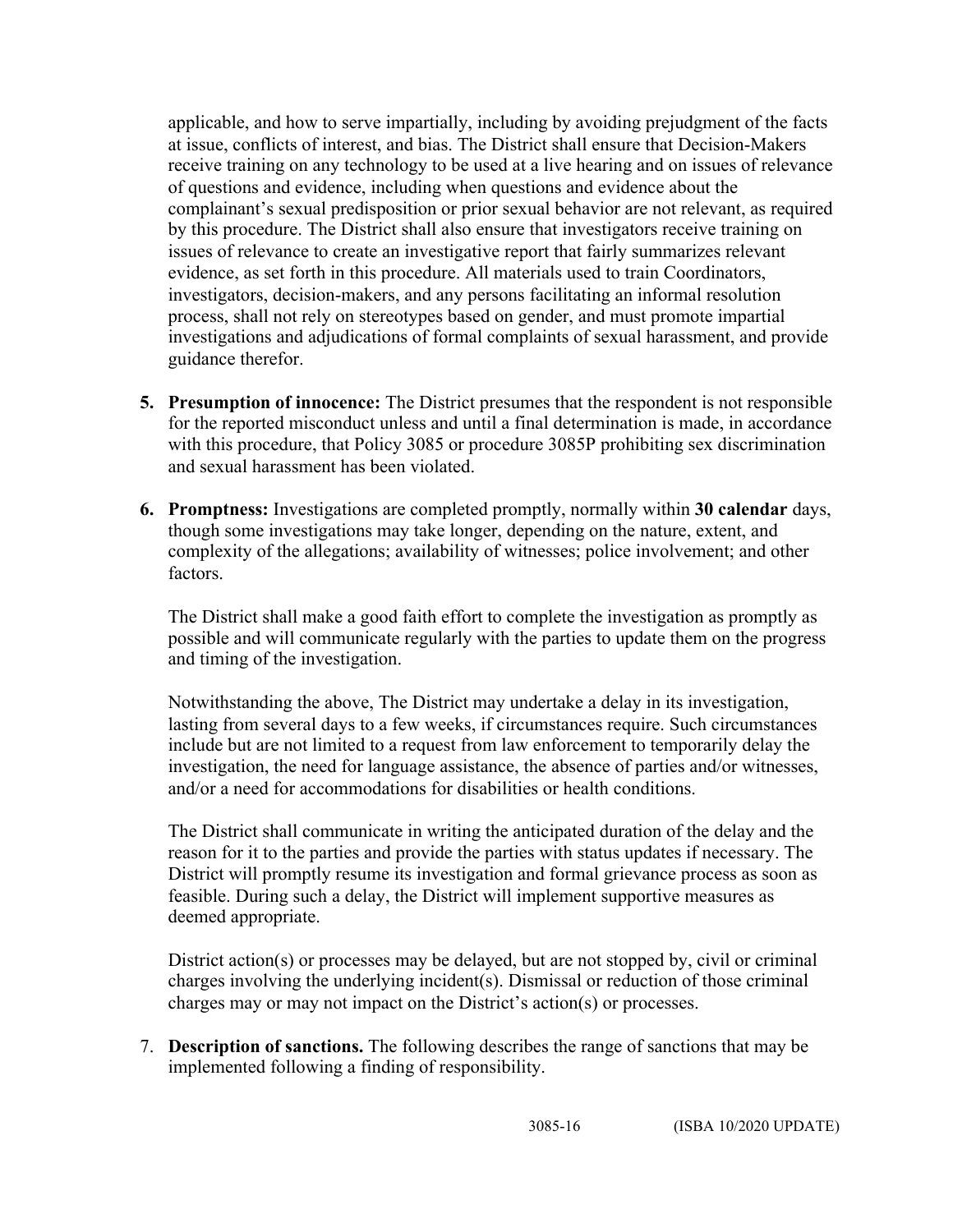applicable, and how to serve impartially, including by avoiding prejudgment of the facts at issue, conflicts of interest, and bias. The District shall ensure that Decision-Makers receive training on any technology to be used at a live hearing and on issues of relevance of questions and evidence, including when questions and evidence about the complainant's sexual predisposition or prior sexual behavior are not relevant, as required by this procedure. The District shall also ensure that investigators receive training on issues of relevance to create an investigative report that fairly summarizes relevant evidence, as set forth in this procedure. All materials used to train Coordinators, investigators, decision-makers, and any persons facilitating an informal resolution process, shall not rely on stereotypes based on gender, and must promote impartial investigations and adjudications of formal complaints of sexual harassment, and provide guidance therefor.

5. **Presumption of innocence:** The District presumes that the respondent is not responsible for the reported misconduct unless and until a final determination is made, in accordance with this procedure, that Policy 3085 or procedure 3085P prohibiting sex discrimination and sexual harassment has been violated.

6. **Promptness:** Investigations are completed promptly, normally within **30 calendar** days, though some investigations may take longer, depending on the nature, extent, and complexity of the allegations; availability of witnesses; police involvement; and other factors.

   The District shall make a good faith effort to complete the investigation as promptly as possible and will communicate regularly with the parties to update them on the progress and timing of the investigation.

   Notwithstanding the above, The District may undertake a delay in its investigation, lasting from several days to a few weeks, if circumstances require. Such circumstances include but are not limited to a request from law enforcement to temporarily delay the investigation, the need for language assistance, the absence of parties and/or witnesses, and/or a need for accommodations for disabilities or health conditions.

   The District shall communicate in writing the anticipated duration of the delay and the reason for it to the parties and provide the parties with status updates if necessary. The District will promptly resume its investigation and formal grievance process as soon as feasible. During such a delay, the District will implement supportive measures as deemed appropriate.

   District action(s) or processes may be delayed, but are not stopped by, civil or criminal charges involving the underlying incident(s). Dismissal or reduction of those criminal charges may or may not impact on the District's action(s) or processes.

7. **Description of sanctions.** The following describes the range of sanctions that may be implemented following a finding of responsibility.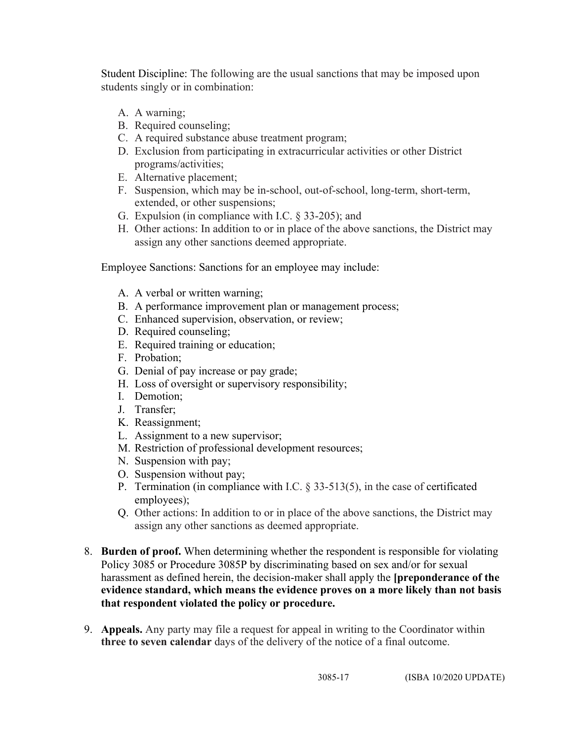Student Discipline: The following are the usual sanctions that may be imposed upon students singly or in combination:

A. A warning;
B. Required counseling;
C. A required substance abuse treatment program;
D. Exclusion from participating in extracurricular activities or other District programs/activities;
E. Alternative placement;
F. Suspension, which may be in-school, out-of-school, long-term, short-term, extended, or other suspensions;
G. Expulsion (in compliance with I.C. § 33-205); and
H. Other actions: In addition to or in place of the above sanctions, the District may assign any other sanctions deemed appropriate.

Employee Sanctions: Sanctions for an employee may include:

A. A verbal or written warning;
B. A performance improvement plan or management process;
C. Enhanced supervision, observation, or review;
D. Required counseling;
E. Required training or education;
F. Probation;
G. Denial of pay increase or pay grade;
H. Loss of oversight or supervisory responsibility;
I. Demotion;
J. Transfer;
K. Reassignment;
L. Assignment to a new supervisor;
M. Restriction of professional development resources;
N. Suspension with pay;
O. Suspension without pay;
P. Termination (in compliance with I.C. § 33-513(5), in the case of certificated employees);
Q. Other actions: In addition to or in place of the above sanctions, the District may assign any other sanctions as deemed appropriate.

8. **Burden of proof.** When determining whether the respondent is responsible for violating Policy 3085 or Procedure 3085P by discriminating based on sex and/or for sexual harassment as defined herein, the decision-maker shall apply the **[preponderance of the evidence standard, which means the evidence proves on a more likely than not basis that respondent violated the policy or procedure.**

9. **Appeals.** Any party may file a request for appeal in writing to the Coordinator within **three to seven calendar** days of the delivery of the notice of a final outcome.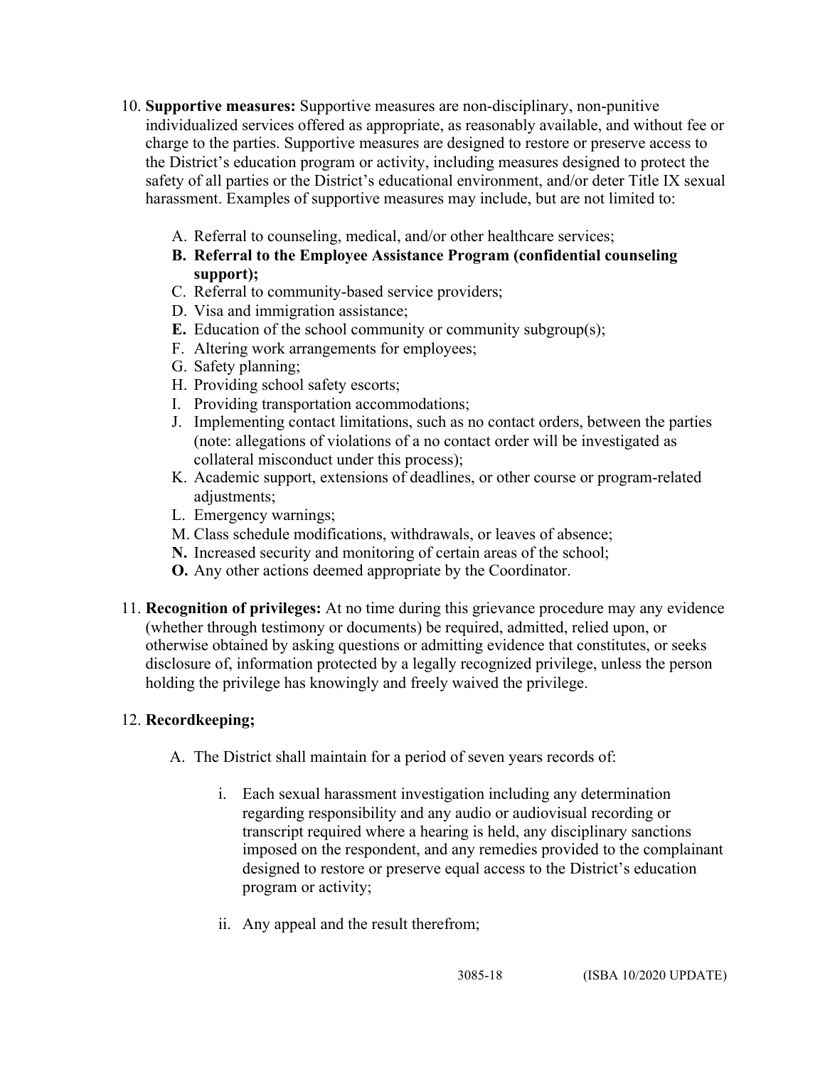10. **Supportive measures:** Supportive measures are non-disciplinary, non-punitive individualized services offered as appropriate, as reasonably available, and without fee or charge to the parties. Supportive measures are designed to restore or preserve access to the District's education program or activity, including measures designed to protect the safety of all parties or the District's educational environment, and/or deter Title IX sexual harassment. Examples of supportive measures may include, but are not limited to:

    A. Referral to counseling, medical, and/or other healthcare services;
    **B. Referral to the Employee Assistance Program (confidential counseling support);**
    C. Referral to community-based service providers;
    D. Visa and immigration assistance;
    **E.** Education of the school community or community subgroup(s);
    F. Altering work arrangements for employees;
    G. Safety planning;
    H. Providing school safety escorts;
    I. Providing transportation accommodations;
    J. Implementing contact limitations, such as no contact orders, between the parties (note: allegations of violations of a no contact order will be investigated as collateral misconduct under this process);
    K. Academic support, extensions of deadlines, or other course or program-related adjustments;
    L. Emergency warnings;
    M. Class schedule modifications, withdrawals, or leaves of absence;
    **N.** Increased security and monitoring of certain areas of the school;
    **O.** Any other actions deemed appropriate by the Coordinator.

11. **Recognition of privileges:** At no time during this grievance procedure may any evidence (whether through testimony or documents) be required, admitted, relied upon, or otherwise obtained by asking questions or admitting evidence that constitutes, or seeks disclosure of, information protected by a legally recognized privilege, unless the person holding the privilege has knowingly and freely waived the privilege.

12. **Recordkeeping;**

    A. The District shall maintain for a period of seven years records of:

        i. Each sexual harassment investigation including any determination regarding responsibility and any audio or audiovisual recording or transcript required where a hearing is held, any disciplinary sanctions imposed on the respondent, and any remedies provided to the complainant designed to restore or preserve equal access to the District's education program or activity;

        ii. Any appeal and the result therefrom;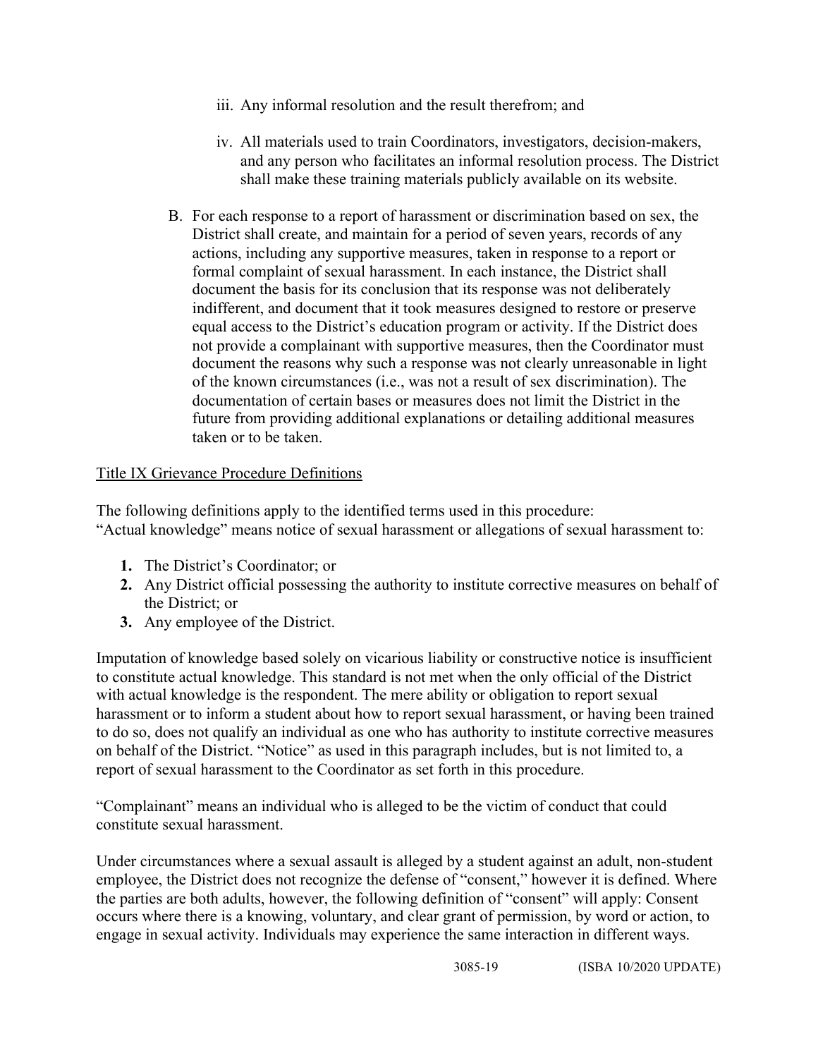iii. Any informal resolution and the result therefrom; and

iv. All materials used to train Coordinators, investigators, decision-makers, and any person who facilitates an informal resolution process. The District shall make these training materials publicly available on its website.

B. For each response to a report of harassment or discrimination based on sex, the District shall create, and maintain for a period of seven years, records of any actions, including any supportive measures, taken in response to a report or formal complaint of sexual harassment. In each instance, the District shall document the basis for its conclusion that its response was not deliberately indifferent, and document that it took measures designed to restore or preserve equal access to the District's education program or activity. If the District does not provide a complainant with supportive measures, then the Coordinator must document the reasons why such a response was not clearly unreasonable in light of the known circumstances (i.e., was not a result of sex discrimination). The documentation of certain bases or measures does not limit the District in the future from providing additional explanations or detailing additional measures taken or to be taken.

Title IX Grievance Procedure Definitions

The following definitions apply to the identified terms used in this procedure:
"Actual knowledge" means notice of sexual harassment or allegations of sexual harassment to:

1. The District's Coordinator; or
2. Any District official possessing the authority to institute corrective measures on behalf of the District; or
3. Any employee of the District.

Imputation of knowledge based solely on vicarious liability or constructive notice is insufficient to constitute actual knowledge. This standard is not met when the only official of the District with actual knowledge is the respondent. The mere ability or obligation to report sexual harassment or to inform a student about how to report sexual harassment, or having been trained to do so, does not qualify an individual as one who has authority to institute corrective measures on behalf of the District. "Notice" as used in this paragraph includes, but is not limited to, a report of sexual harassment to the Coordinator as set forth in this procedure.

"Complainant" means an individual who is alleged to be the victim of conduct that could constitute sexual harassment.

Under circumstances where a sexual assault is alleged by a student against an adult, non-student employee, the District does not recognize the defense of "consent," however it is defined. Where the parties are both adults, however, the following definition of "consent" will apply: Consent occurs where there is a knowing, voluntary, and clear grant of permission, by word or action, to engage in sexual activity. Individuals may experience the same interaction in different ways.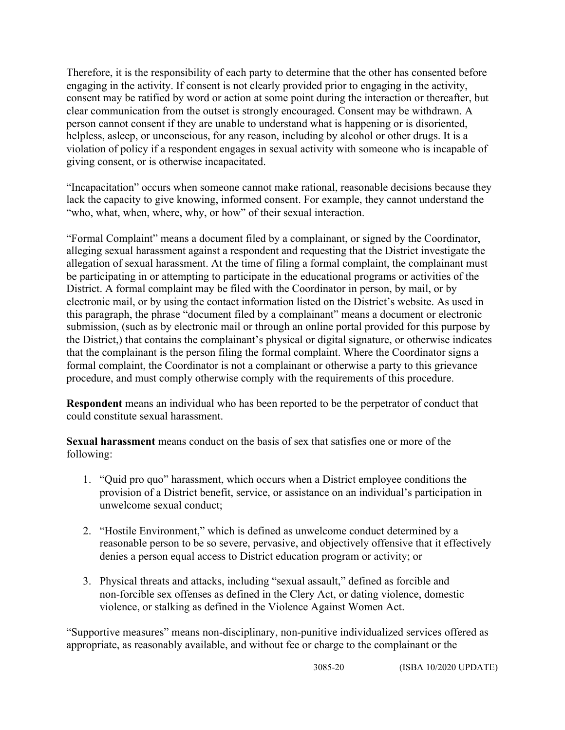Therefore, it is the responsibility of each party to determine that the other has consented before engaging in the activity. If consent is not clearly provided prior to engaging in the activity, consent may be ratified by word or action at some point during the interaction or thereafter, but clear communication from the outset is strongly encouraged. Consent may be withdrawn. A person cannot consent if they are unable to understand what is happening or is disoriented, helpless, asleep, or unconscious, for any reason, including by alcohol or other drugs. It is a violation of policy if a respondent engages in sexual activity with someone who is incapable of giving consent, or is otherwise incapacitated.

"Incapacitation" occurs when someone cannot make rational, reasonable decisions because they lack the capacity to give knowing, informed consent. For example, they cannot understand the "who, what, when, where, why, or how" of their sexual interaction.

"Formal Complaint" means a document filed by a complainant, or signed by the Coordinator, alleging sexual harassment against a respondent and requesting that the District investigate the allegation of sexual harassment. At the time of filing a formal complaint, the complainant must be participating in or attempting to participate in the educational programs or activities of the District. A formal complaint may be filed with the Coordinator in person, by mail, or by electronic mail, or by using the contact information listed on the District's website. As used in this paragraph, the phrase "document filed by a complainant" means a document or electronic submission, (such as by electronic mail or through an online portal provided for this purpose by the District,) that contains the complainant's physical or digital signature, or otherwise indicates that the complainant is the person filing the formal complaint. Where the Coordinator signs a formal complaint, the Coordinator is not a complainant or otherwise a party to this grievance procedure, and must comply otherwise comply with the requirements of this procedure.

**Respondent** means an individual who has been reported to be the perpetrator of conduct that could constitute sexual harassment.

**Sexual harassment** means conduct on the basis of sex that satisfies one or more of the following:

1. "Quid pro quo" harassment, which occurs when a District employee conditions the provision of a District benefit, service, or assistance on an individual's participation in unwelcome sexual conduct;

2. "Hostile Environment," which is defined as unwelcome conduct determined by a reasonable person to be so severe, pervasive, and objectively offensive that it effectively denies a person equal access to District education program or activity; or

3. Physical threats and attacks, including "sexual assault," defined as forcible and non-forcible sex offenses as defined in the Clery Act, or dating violence, domestic violence, or stalking as defined in the Violence Against Women Act.

"Supportive measures" means non-disciplinary, non-punitive individualized services offered as appropriate, as reasonably available, and without fee or charge to the complainant or the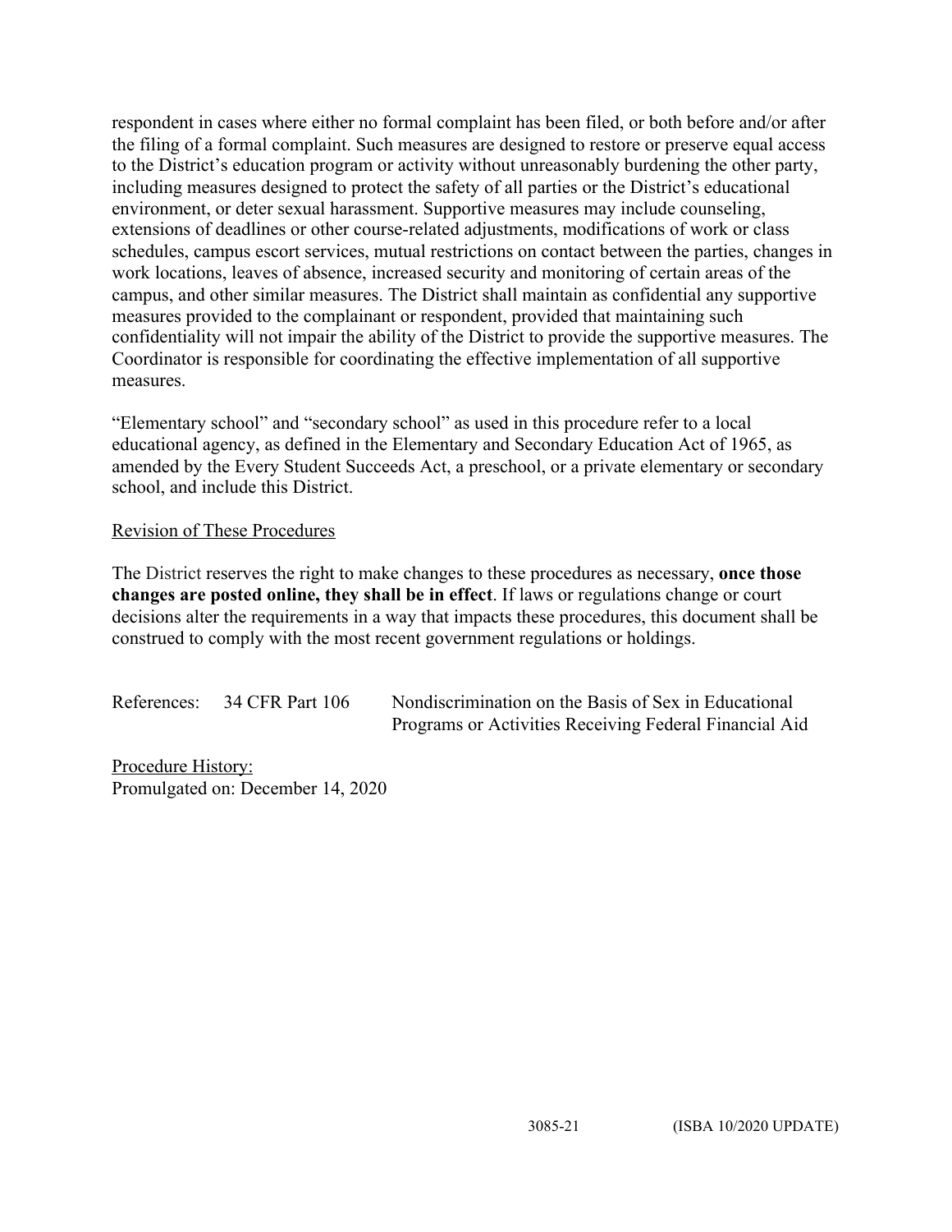respondent in cases where either no formal complaint has been filed, or both before and/or after the filing of a formal complaint. Such measures are designed to restore or preserve equal access to the District's education program or activity without unreasonably burdening the other party, including measures designed to protect the safety of all parties or the District's educational environment, or deter sexual harassment. Supportive measures may include counseling, extensions of deadlines or other course-related adjustments, modifications of work or class schedules, campus escort services, mutual restrictions on contact between the parties, changes in work locations, leaves of absence, increased security and monitoring of certain areas of the campus, and other similar measures. The District shall maintain as confidential any supportive measures provided to the complainant or respondent, provided that maintaining such confidentiality will not impair the ability of the District to provide the supportive measures. The Coordinator is responsible for coordinating the effective implementation of all supportive measures.

"Elementary school" and "secondary school" as used in this procedure refer to a local educational agency, as defined in the Elementary and Secondary Education Act of 1965, as amended by the Every Student Succeeds Act, a preschool, or a private elementary or secondary school, and include this District.

Revision of These Procedures

The District reserves the right to make changes to these procedures as necessary, **once those changes are posted online, they shall be in effect**. If laws or regulations change or court decisions alter the requirements in a way that impacts these procedures, this document shall be construed to comply with the most recent government regulations or holdings.

| | | |
|---|---|---|
| References: | 34 CFR Part 106 | Nondiscrimination on the Basis of Sex in Educational Programs or Activities Receiving Federal Financial Aid |

Procedure History:
Promulgated on: December 14, 2020